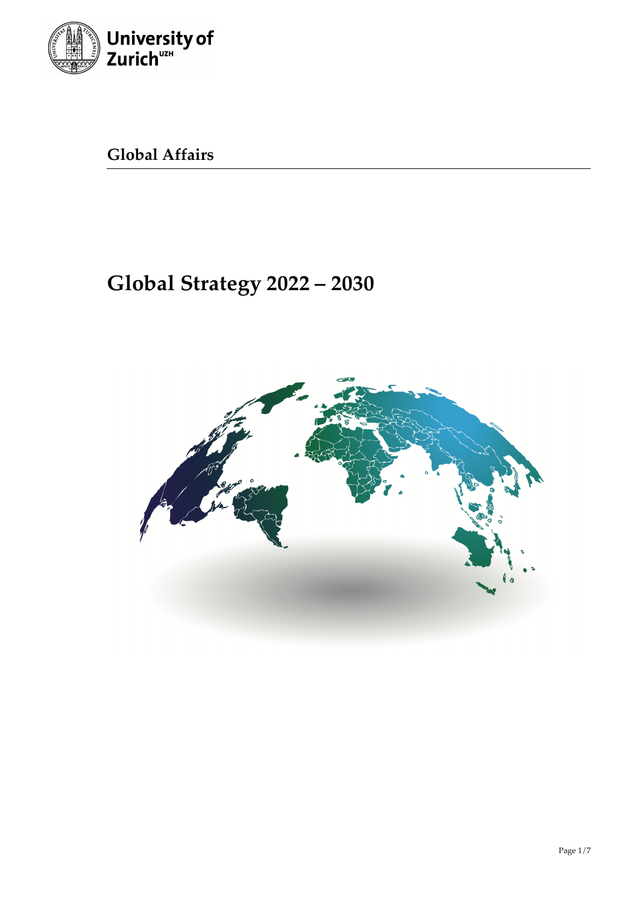University of Zurich[UZH]

**Global Affairs**

# Global Strategy 2022 – 2030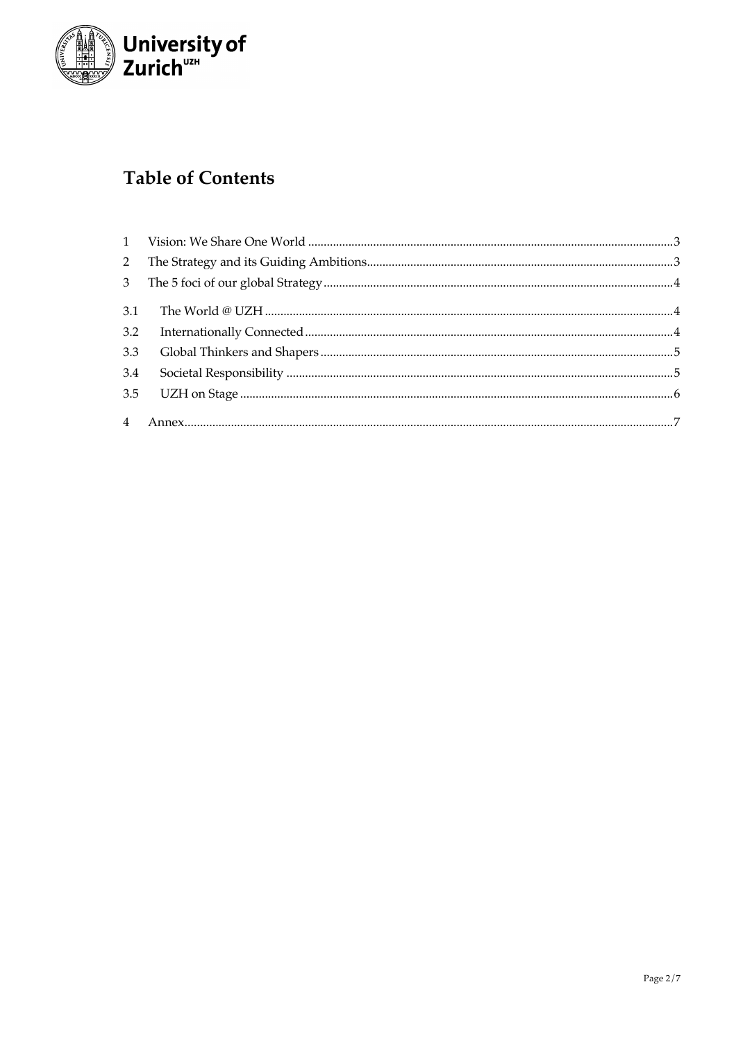## Table of Contents

| | | |
|---|---|---|
| 1 | Vision: We Share One World | 3 |
| 2 | The Strategy and its Guiding Ambitions | 3 |
| 3 | The 5 foci of our global Strategy | 4 |
| 3.1 | The World @ UZH | 4 |
| 3.2 | Internationally Connected | 4 |
| 3.3 | Global Thinkers and Shapers | 5 |
| 3.4 | Societal Responsibility | 5 |
| 3.5 | UZH on Stage | 6 |
| 4 | Annex | 7 |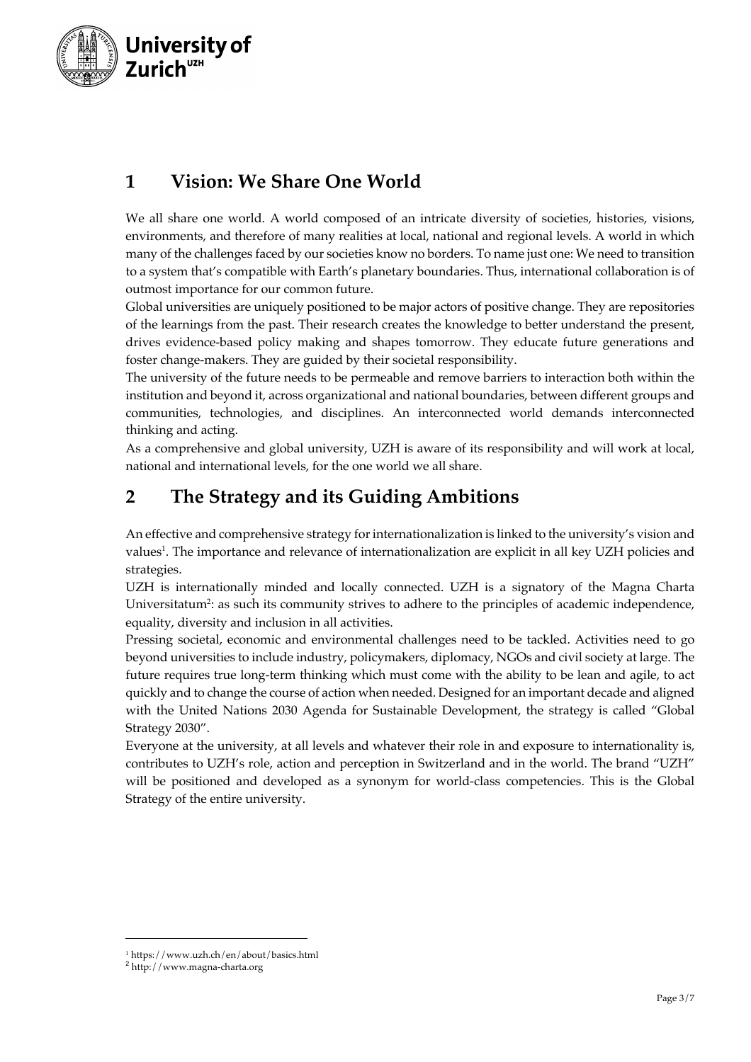## 1 Vision: We Share One World

We all share one world. A world composed of an intricate diversity of societies, histories, visions, environments, and therefore of many realities at local, national and regional levels. A world in which many of the challenges faced by our societies know no borders. To name just one: We need to transition to a system that's compatible with Earth's planetary boundaries. Thus, international collaboration is of outmost importance for our common future.

Global universities are uniquely positioned to be major actors of positive change. They are repositories of the learnings from the past. Their research creates the knowledge to better understand the present, drives evidence-based policy making and shapes tomorrow. They educate future generations and foster change-makers. They are guided by their societal responsibility.

The university of the future needs to be permeable and remove barriers to interaction both within the institution and beyond it, across organizational and national boundaries, between different groups and communities, technologies, and disciplines. An interconnected world demands interconnected thinking and acting.

As a comprehensive and global university, UZH is aware of its responsibility and will work at local, national and international levels, for the one world we all share.

## 2 The Strategy and its Guiding Ambitions

An effective and comprehensive strategy for internationalization is linked to the university's vision and values[1]. The importance and relevance of internationalization are explicit in all key UZH policies and strategies.

UZH is internationally minded and locally connected. UZH is a signatory of the Magna Charta Universitatum[2]: as such its community strives to adhere to the principles of academic independence, equality, diversity and inclusion in all activities.

Pressing societal, economic and environmental challenges need to be tackled. Activities need to go beyond universities to include industry, policymakers, diplomacy, NGOs and civil society at large. The future requires true long-term thinking which must come with the ability to be lean and agile, to act quickly and to change the course of action when needed. Designed for an important decade and aligned with the United Nations 2030 Agenda for Sustainable Development, the strategy is called "Global Strategy 2030".

Everyone at the university, at all levels and whatever their role in and exposure to internationality is, contributes to UZH's role, action and perception in Switzerland and in the world. The brand "UZH" will be positioned and developed as a synonym for world-class competencies. This is the Global Strategy of the entire university.

---

[1] https://www.uzh.ch/en/about/basics.html

[2] http://www.magna-charta.org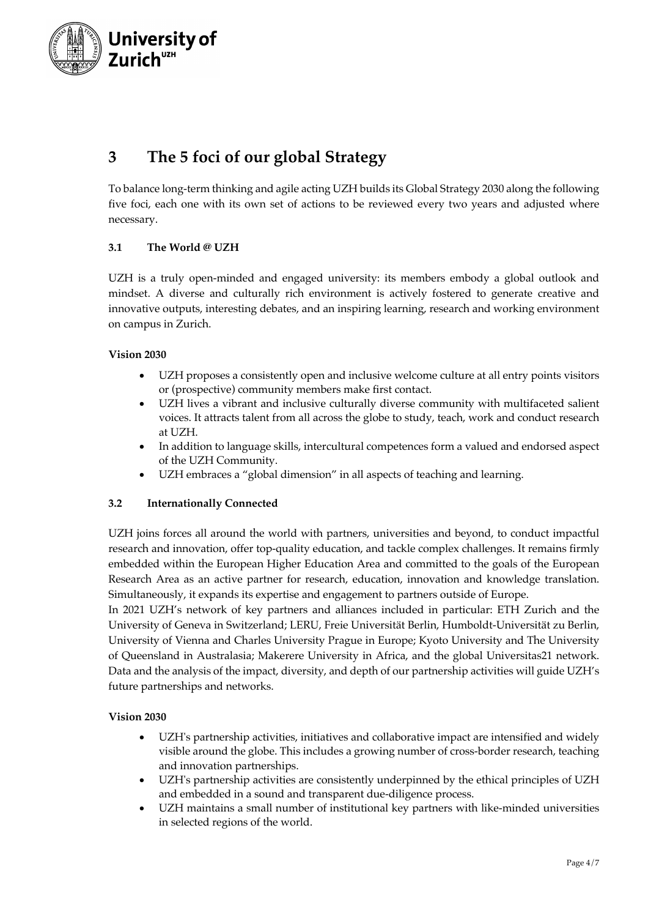# 3 The 5 foci of our global Strategy

To balance long-term thinking and agile acting UZH builds its Global Strategy 2030 along the following five foci, each one with its own set of actions to be reviewed every two years and adjusted where necessary.

## 3.1 The World @ UZH

UZH is a truly open-minded and engaged university: its members embody a global outlook and mindset. A diverse and culturally rich environment is actively fostered to generate creative and innovative outputs, interesting debates, and an inspiring learning, research and working environment on campus in Zurich.

**Vision 2030**

- UZH proposes a consistently open and inclusive welcome culture at all entry points visitors or (prospective) community members make first contact.
- UZH lives a vibrant and inclusive culturally diverse community with multifaceted salient voices. It attracts talent from all across the globe to study, teach, work and conduct research at UZH.
- In addition to language skills, intercultural competences form a valued and endorsed aspect of the UZH Community.
- UZH embraces a "global dimension" in all aspects of teaching and learning.

## 3.2 Internationally Connected

UZH joins forces all around the world with partners, universities and beyond, to conduct impactful research and innovation, offer top-quality education, and tackle complex challenges. It remains firmly embedded within the European Higher Education Area and committed to the goals of the European Research Area as an active partner for research, education, innovation and knowledge translation. Simultaneously, it expands its expertise and engagement to partners outside of Europe.

In 2021 UZH's network of key partners and alliances included in particular: ETH Zurich and the University of Geneva in Switzerland; LERU, Freie Universität Berlin, Humboldt-Universität zu Berlin, University of Vienna and Charles University Prague in Europe; Kyoto University and The University of Queensland in Australasia; Makerere University in Africa, and the global Universitas21 network. Data and the analysis of the impact, diversity, and depth of our partnership activities will guide UZH's future partnerships and networks.

**Vision 2030**

- UZH's partnership activities, initiatives and collaborative impact are intensified and widely visible around the globe. This includes a growing number of cross-border research, teaching and innovation partnerships.
- UZH's partnership activities are consistently underpinned by the ethical principles of UZH and embedded in a sound and transparent due-diligence process.
- UZH maintains a small number of institutional key partners with like-minded universities in selected regions of the world.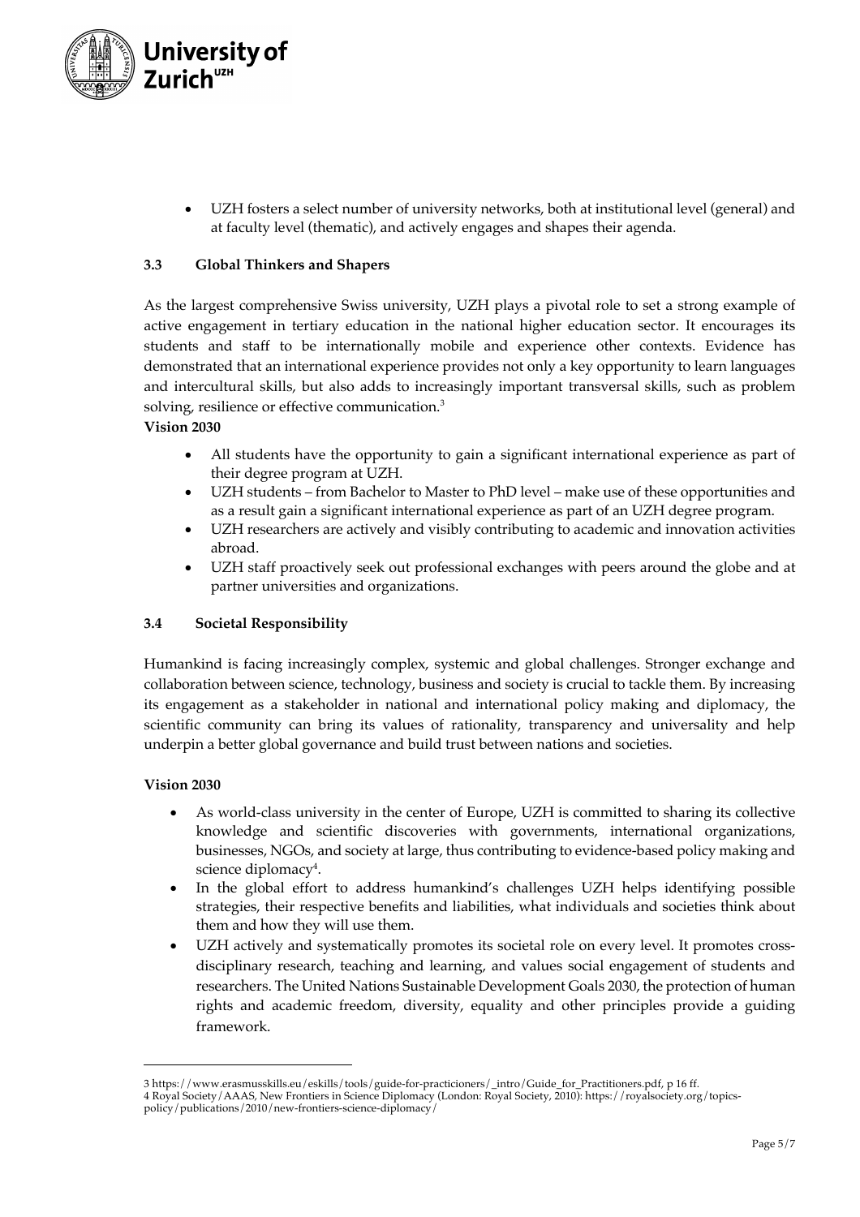- UZH fosters a select number of university networks, both at institutional level (general) and at faculty level (thematic), and actively engages and shapes their agenda.

### 3.3 Global Thinkers and Shapers

As the largest comprehensive Swiss university, UZH plays a pivotal role to set a strong example of active engagement in tertiary education in the national higher education sector. It encourages its students and staff to be internationally mobile and experience other contexts. Evidence has demonstrated that an international experience provides not only a key opportunity to learn languages and intercultural skills, but also adds to increasingly important transversal skills, such as problem solving, resilience or effective communication.[3]

**Vision 2030**

- All students have the opportunity to gain a significant international experience as part of their degree program at UZH.
- UZH students – from Bachelor to Master to PhD level – make use of these opportunities and as a result gain a significant international experience as part of an UZH degree program.
- UZH researchers are actively and visibly contributing to academic and innovation activities abroad.
- UZH staff proactively seek out professional exchanges with peers around the globe and at partner universities and organizations.

### 3.4 Societal Responsibility

Humankind is facing increasingly complex, systemic and global challenges. Stronger exchange and collaboration between science, technology, business and society is crucial to tackle them. By increasing its engagement as a stakeholder in national and international policy making and diplomacy, the scientific community can bring its values of rationality, transparency and universality and help underpin a better global governance and build trust between nations and societies.

**Vision 2030**

- As world-class university in the center of Europe, UZH is committed to sharing its collective knowledge and scientific discoveries with governments, international organizations, businesses, NGOs, and society at large, thus contributing to evidence-based policy making and science diplomacy[4].
- In the global effort to address humankind's challenges UZH helps identifying possible strategies, their respective benefits and liabilities, what individuals and societies think about them and how they will use them.
- UZH actively and systematically promotes its societal role on every level. It promotes cross-disciplinary research, teaching and learning, and values social engagement of students and researchers. The United Nations Sustainable Development Goals 2030, the protection of human rights and academic freedom, diversity, equality and other principles provide a guiding framework.

---

3 https://www.erasmusskills.eu/eskills/tools/guide-for-practicioners/_intro/Guide_for_Practitioners.pdf, p 16 ff.

4 Royal Society/AAAS, New Frontiers in Science Diplomacy (London: Royal Society, 2010): https://royalsociety.org/topics-policy/publications/2010/new-frontiers-science-diplomacy/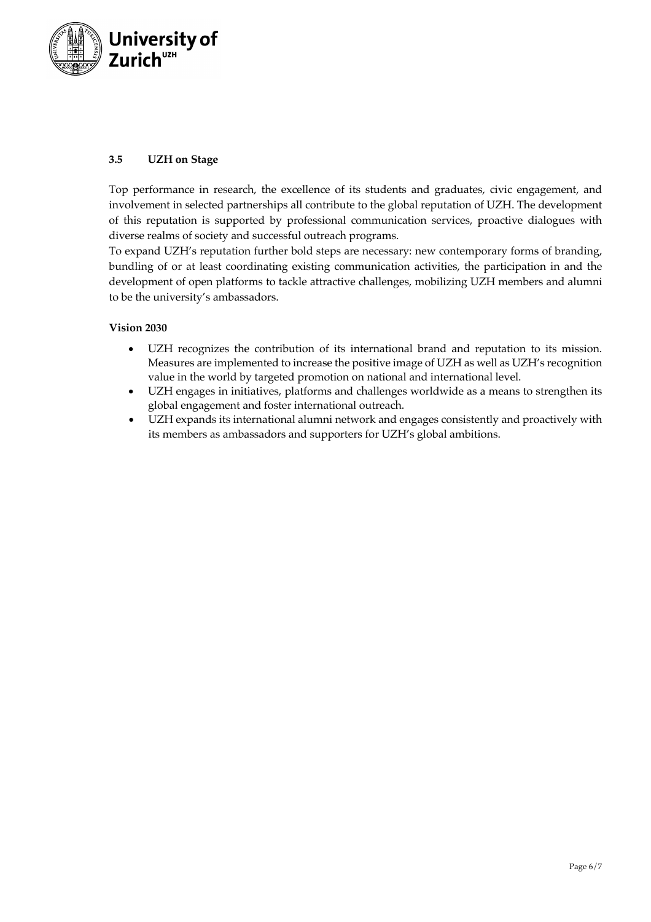### 3.5 UZH on Stage

Top performance in research, the excellence of its students and graduates, civic engagement, and involvement in selected partnerships all contribute to the global reputation of UZH. The development of this reputation is supported by professional communication services, proactive dialogues with diverse realms of society and successful outreach programs.

To expand UZH's reputation further bold steps are necessary: new contemporary forms of branding, bundling of or at least coordinating existing communication activities, the participation in and the development of open platforms to tackle attractive challenges, mobilizing UZH members and alumni to be the university's ambassadors.

**Vision 2030**

- UZH recognizes the contribution of its international brand and reputation to its mission. Measures are implemented to increase the positive image of UZH as well as UZH's recognition value in the world by targeted promotion on national and international level.
- UZH engages in initiatives, platforms and challenges worldwide as a means to strengthen its global engagement and foster international outreach.
- UZH expands its international alumni network and engages consistently and proactively with its members as ambassadors and supporters for UZH's global ambitions.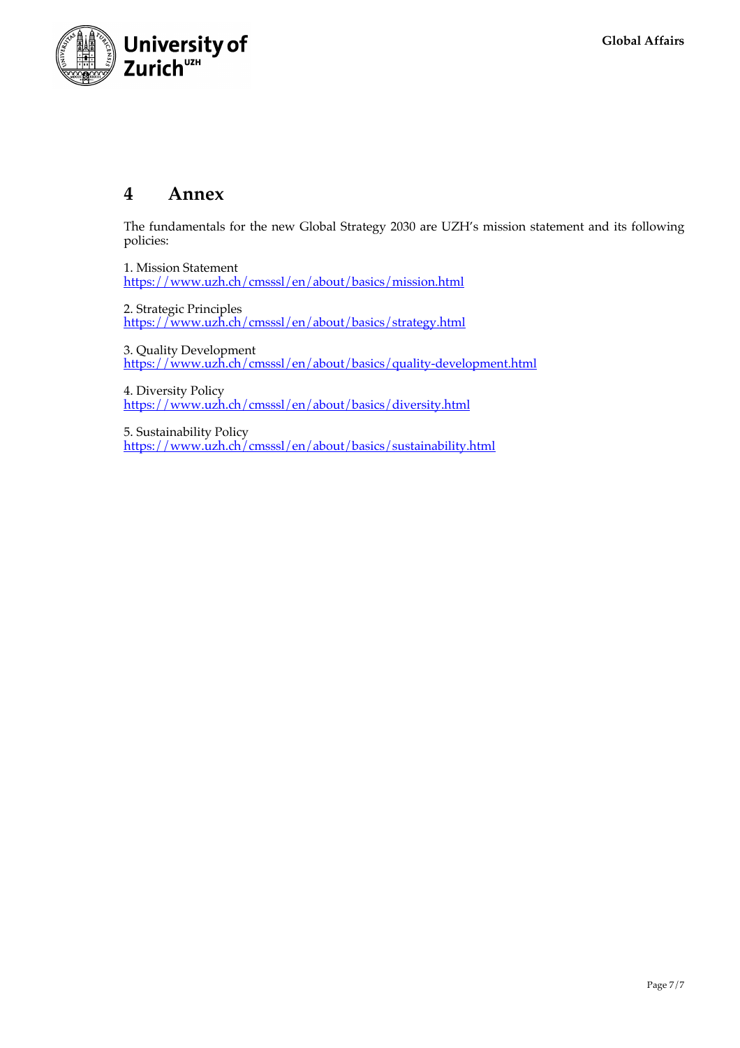# 4 Annex

The fundamentals for the new Global Strategy 2030 are UZH's mission statement and its following policies:

1. Mission Statement
https://www.uzh.ch/cmsssl/en/about/basics/mission.html

2. Strategic Principles
https://www.uzh.ch/cmsssl/en/about/basics/strategy.html

3. Quality Development
https://www.uzh.ch/cmsssl/en/about/basics/quality-development.html

4. Diversity Policy
https://www.uzh.ch/cmsssl/en/about/basics/diversity.html

5. Sustainability Policy
https://www.uzh.ch/cmsssl/en/about/basics/sustainability.html